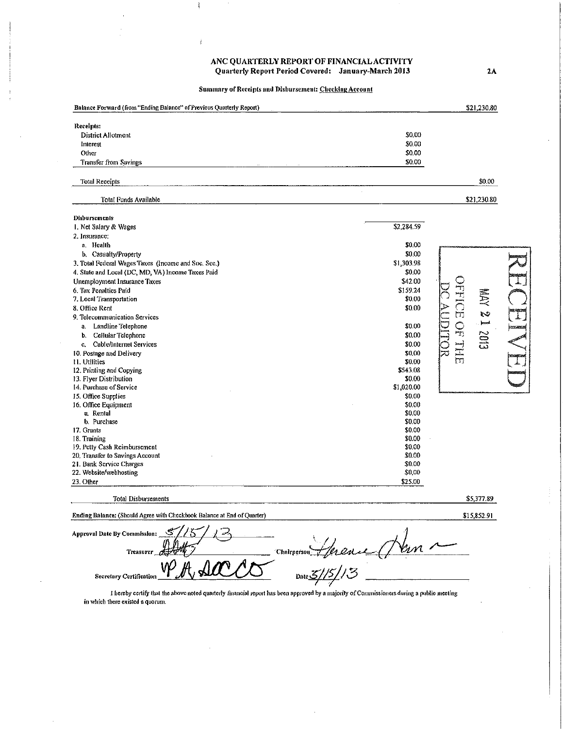# ANC QUARTERLY REPORT OF FINANCIAL ACTIVITY

**Quarterly Report Period Covered: January-March 2013** **2A**

**Summary of Receipts and Disbursement: Checking Account**

| | | |
|---|---|---|
| **Balance Forward (from "Ending Balance" of Previous Quarterly Report)** | | $21,230.80 |
| **Receipts:** | | |
| District Allotment | $0.00 | |
| Interest | $0.00 | |
| Other | $0.00 | |
| Transfer from Savings | $0.00 | |
| Total Receipts | | $0.00 |
| Total Funds Available | | $21,230.80 |
| **Disbursements** | | |
| 1. Net Salary & Wages | $2,284.59 | |
| 2. Insurance: | | |
| a. Health | $0.00 | |
| b. Casualty/Property | $0.00 | |
| 3. Total Federal Wages Taxes (Income and Soc. Sec.) | $1,303.98 | |
| 4. State and Local (DC, MD, VA) Income Taxes Paid | $0.00 | |
| Unemployment Insurance Taxes | $42.00 | |
| 6. Tax Penalties Paid | $159.24 | |
| 7. Local Transportation | $0.00 | |
| 8. Office Rent | $0.00 | |
| 9. Telecommunication Services | | |
| a. Landline Telephone | $0.00 | |
| b. Cellular Telephone | $0.00 | |
| c. Cable/Internet Services | $0.00 | |
| 10. Postage and Delivery | $0.00 | |
| 11. Utilities | $0.00 | |
| 12. Printing and Copying | $543.08 | |
| 13. Flyer Distribution | $0.00 | |
| 14. Purchase of Service | $1,020.00 | |
| 15. Office Supplies | $0.00 | |
| 16. Office Equipment | $0.00 | |
| a. Rental | $0.00 | |
| b. Purchase | $0.00 | |
| 17. Grants | $0.00 | |
| 18. Training | $0.00 | |
| 19. Petty Cash Reimbursement | $0.00 | |
| 20. Transfer to Savings Account | $0.00 | |
| 21. Bank Service Charges | $0.00 | |
| 22. Website/webhosting | $0.00 | |
| 23. Other | $25.00 | |
| Total Disbursements | | $5,377.89 |
| **Ending Balance: (Should Agree with Checkbook Balance at End of Quarter)** | | $15,852.91 |

RECEIVED
MAY 21 2013
OFFICE OF THE DC AUDITOR

**Approval Date By Commission:** 5/15/13

**Treasurer** [signature] Chairperson [signature]

**Secretary Certification** [signature] Date 5/15/13

I hereby certify that the above noted quarterly financial report has been approved by a majority of Commissioners during a public meeting in which there existed a quorum.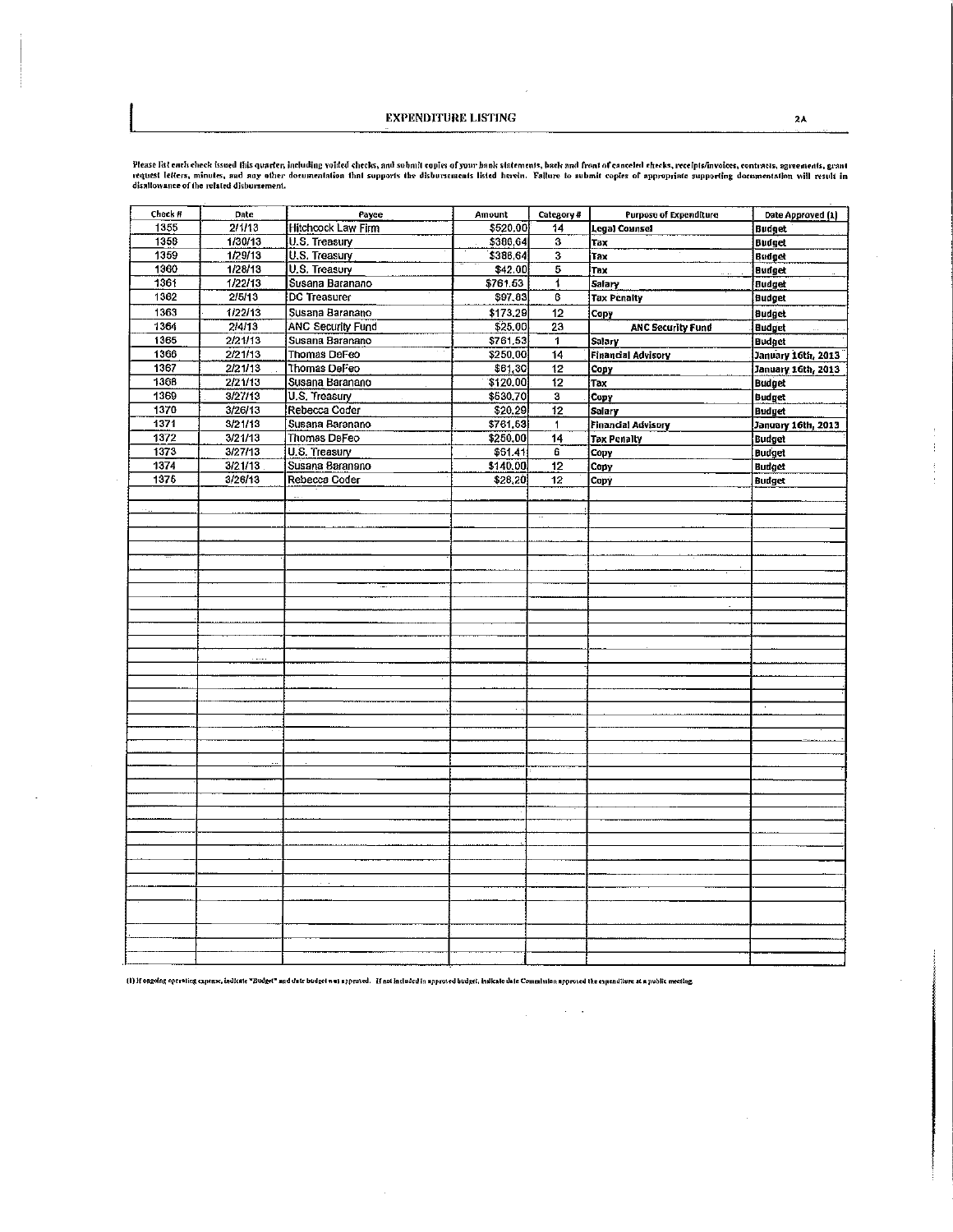# EXPENDITURE LISTING

Please list each check issued this quarter, including voided checks, and submit copies of your bank statements, back and front of canceled checks, receipts/invoices, contracts, agreements, grant request letters, minutes, and any other documentation that supports the disbursements listed herein. Failure to submit copies of appropriate supporting documentation will result in disallowance of the related disbursement.

| Check # | Date | Payee | Amount | Category # | Purpose of Expenditure | Date Approved (1) |
|---|---|---|---|---|---|---|
| 1355 | 2/1/13 | Hitchcock Law Firm | $520.00 | 14 | Legal Counsel | Budget |
| 1358 | 1/30/13 | U.S. Treasury | $386.64 | 3 | Tax | Budget |
| 1359 | 1/29/13 | U.S. Treasury | $386.64 | 3 | Tax | Budget |
| 1360 | 1/28/13 | U.S. Treasury | $42.00 | 5 | Tax | Budget |
| 1361 | 1/22/13 | Susana Baranano | $761.53 | 1 | Salary | Budget |
| 1362 | 2/5/13 | DC Treasurer | $97.63 | 6 | Tax Penalty | Budget |
| 1363 | 1/22/13 | Susana Baranano | $173.29 | 12 | Copy | Budget |
| 1364 | 2/4/13 | ANC Security Fund | $25.00 | 23 | ANC Security Fund | Budget |
| 1365 | 2/21/13 | Susana Baranano | $761.53 | 1 | Salary | Budget |
| 1366 | 2/21/13 | Thomas DeFeo | $250.00 | 14 | Financial Advisory | January 16th, 2013 |
| 1367 | 2/21/13 | Thomas DeFeo | $61.30 | 12 | Copy | January 16th, 2013 |
| 1368 | 2/21/13 | Susana Baranano | $120.00 | 12 | Tax | Budget |
| 1369 | 3/27/13 | U.S. Treasury | $530.70 | 3 | Copy | Budget |
| 1370 | 3/26/13 | Rebecca Coder | $20.29 | 12 | Salary | Budget |
| 1371 | 3/21/13 | Susana Baranano | $761.53 | 1 | Financial Advisory | January 16th, 2013 |
| 1372 | 3/21/13 | Thomas DeFeo | $250.00 | 14 | Tax Penalty | Budget |
| 1373 | 3/27/13 | U.S. Treasury | $51.41 | 6 | Copy | Budget |
| 1374 | 3/21/13 | Susana Baranano | $140.00 | 12 | Copy | Budget |
| 1375 | 3/26/13 | Rebecca Coder | $28.20 | 12 | Copy | Budget |

(1) If ongoing operating expense, indicate "Budget" and date budget was approved. If not included in approved budget, indicate date Commission approved the expenditure at a public meeting.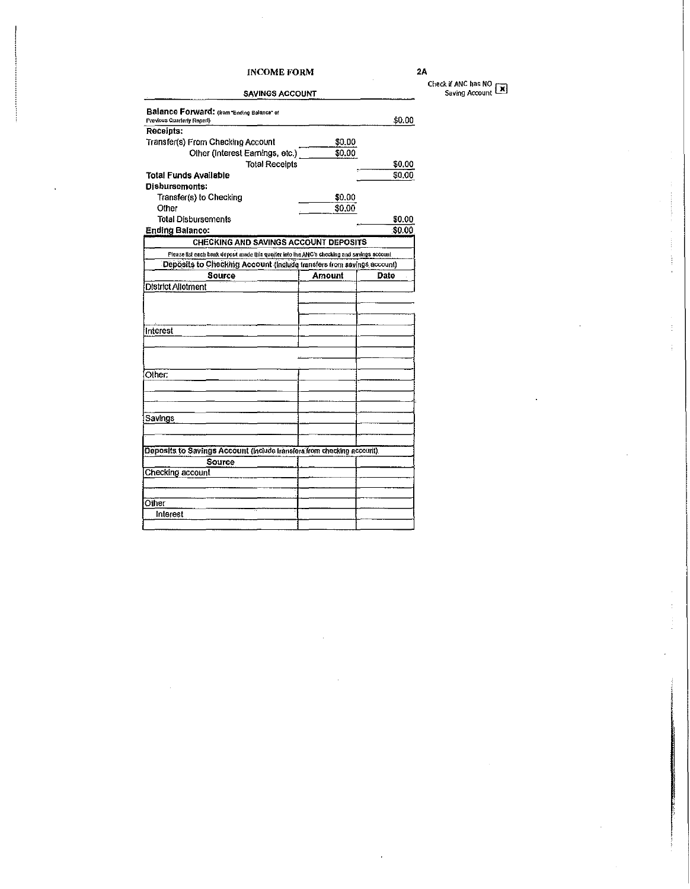# INCOME FORM

2A

Check if ANC has NO Saving Account [x]

## SAVINGS ACCOUNT

| | | |
|---|---|---|
| **Balance Forward:** (from "Ending Balance" of Previous Quarterly Report) | | $0.00 |
| **Receipts:** | | |
| Transfer(s) From Checking Account | $0.00 | |
| Other (Interest Earnings, etc.) | $0.00 | |
| Total Receipts | | $0.00 |
| **Total Funds Available** | | $0.00 |
| **Disbursements:** | | |
| Transfer(s) to Checking | $0.00 | |
| Other | $0.00 | |
| Total Disbursements | | $0.00 |
| **Ending Balance:** | | $0.00 |

## CHECKING AND SAVINGS ACCOUNT DEPOSITS

Please list each bank deposit made this quarter into the ANC's checking and savings account

**Deposits to Checking Account** (include transfers from savings account)

| Source | Amount | Date |
|---|---|---|
| District Allotment | | |
| | | |
| | | |
| Interest | | |
| | | |
| | | |
| Other: | | |
| | | |
| | | |
| Savings | | |
| | | |
| | | |

**Deposits to Savings Account** (include transfers from checking account)

| Source | | |
|---|---|---|
| Checking account | | |
| | | |
| | | |
| Other | | |
| Interest | | |
| | | |